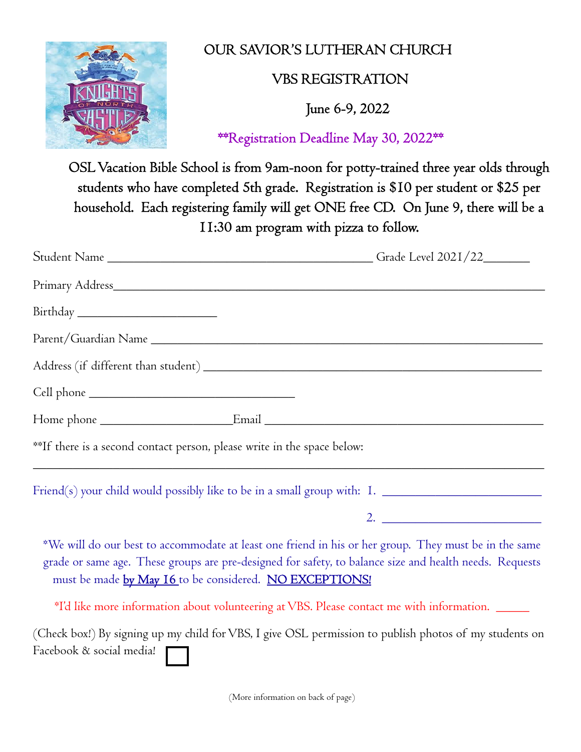# OUR SAVIOR'S LUTHERAN CHURCH

## VBS REGISTRATION

### June 6-9, 2022

**Registration Deadline May 30, 2022**

OSL Vacation Bible School is from 9am-noon for potty-trained three year olds through students who have completed 5th grade. Registration is $10 per student or $25 per household. Each registering family will get ONE free CD. On June 9, there will be a 11:30 am program with pizza to follow.

Student Name ___________________________________________ Grade Level 2021/22________

Primary Address_____________________________________________________________________

Birthday _______________________

Parent/Guardian Name _________________________________________________________

Address (if different than student) _____________________________________________

Cell phone __________________________________

Home phone ______________________Email ______________________________________________

**If there is a second contact person, please write in the space below:

_____________________________________________________________________________________

Friend(s) your child would possibly like to be in a small group with: 1. __________________________

2. __________________________

*We will do our best to accommodate at least one friend in his or her group. They must be in the same grade or same age. These groups are pre-designed for safety, to balance size and health needs. Requests must be made by May 16 to be considered. NO EXCEPTIONS!

*I'd like more information about volunteering at VBS. Please contact me with information. ______

(Check box!) By signing up my child for VBS, I give OSL permission to publish photos of my students on Facebook & social media! ☐

(More information on back of page)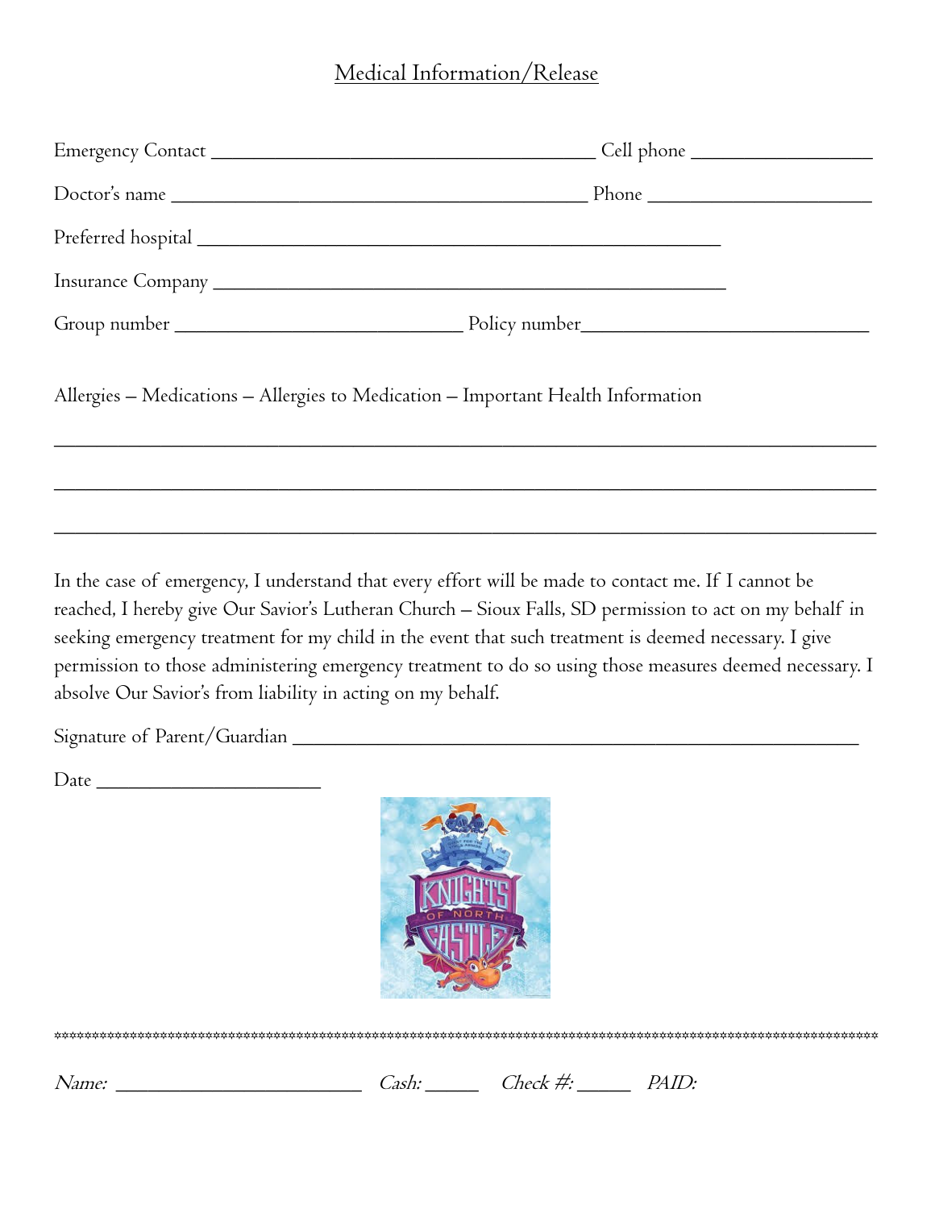Medical Information/Release

Emergency Contact ______________________________________ Cell phone __________________

Doctor's name __________________________________________ Phone ______________________

Preferred hospital ____________________________________________________

Insurance Company ___________________________________________________

Group number ______________________________ Policy number______________________________

Allergies – Medications – Allergies to Medication – Important Health Information

_____________________________________________________________________________________

_____________________________________________________________________________________

_____________________________________________________________________________________

In the case of emergency, I understand that every effort will be made to contact me. If I cannot be reached, I hereby give Our Savior's Lutheran Church – Sioux Falls, SD permission to act on my behalf in seeking emergency treatment for my child in the event that such treatment is deemed necessary. I give permission to those administering emergency treatment to do so using those measures deemed necessary. I absolve Our Savior's from liability in acting on my behalf.

Signature of Parent/Guardian _________________________________________________________

Date _______________________

***********************************************************************************************************************

*Name:* _________________________ *Cash:* _____ *Check #:* _____ *PAID:*